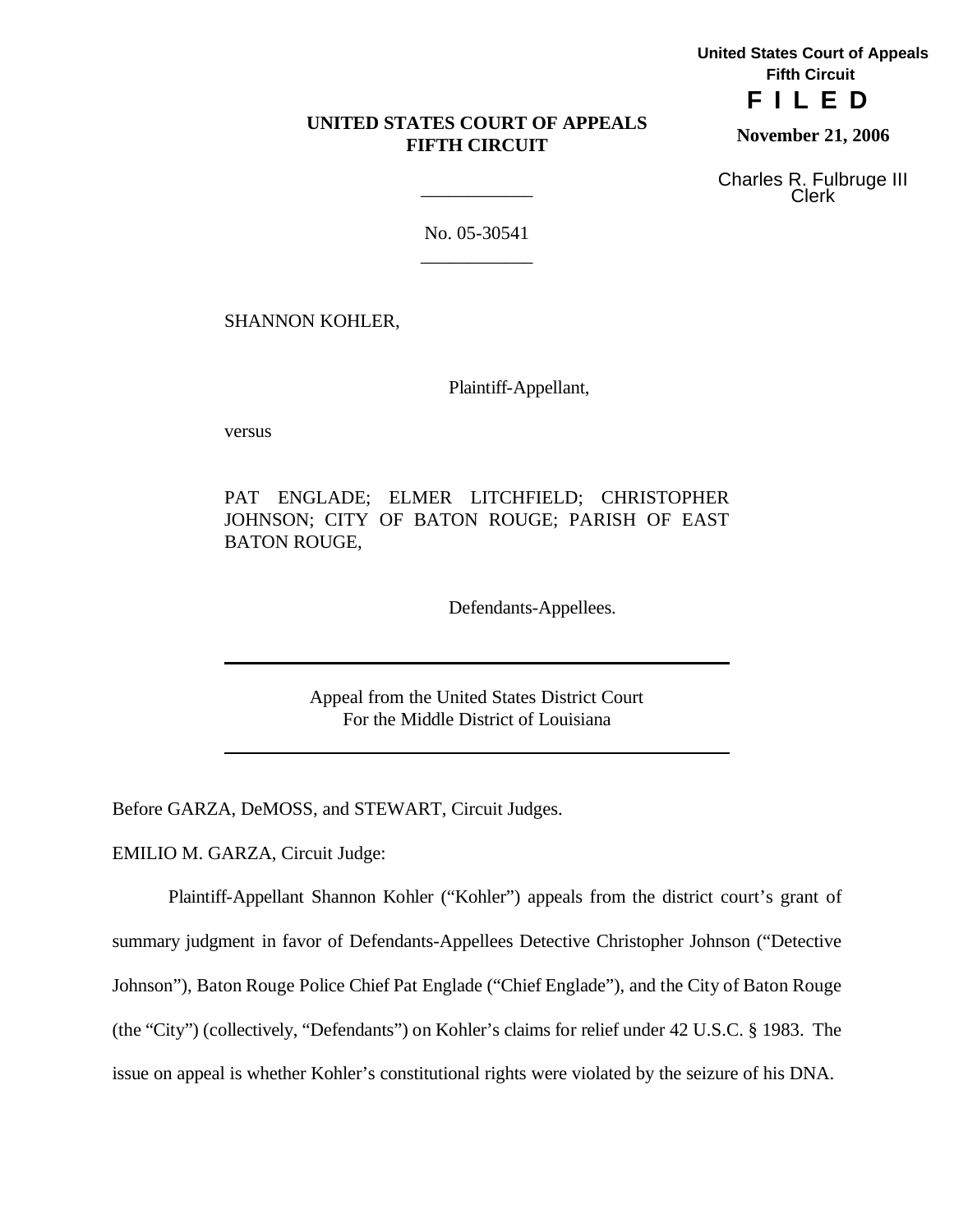United States Court of Appeals
Fifth Circuit

**F I L E D**

**November 21, 2006**

Charles R. Fulbruge III
Clerk

**UNITED STATES COURT OF APPEALS**
**FIFTH CIRCUIT**

---

No. 05-30541

---

SHANNON KOHLER,

Plaintiff-Appellant,

versus

PAT ENGLADE; ELMER LITCHFIELD; CHRISTOPHER JOHNSON; CITY OF BATON ROUGE; PARISH OF EAST BATON ROUGE,

Defendants-Appellees.

---

Appeal from the United States District Court
For the Middle District of Louisiana

---

Before GARZA, DeMOSS, and STEWART, Circuit Judges.

EMILIO M. GARZA, Circuit Judge:

Plaintiff-Appellant Shannon Kohler ("Kohler") appeals from the district court's grant of summary judgment in favor of Defendants-Appellees Detective Christopher Johnson ("Detective Johnson"), Baton Rouge Police Chief Pat Englade ("Chief Englade"), and the City of Baton Rouge (the "City") (collectively, "Defendants") on Kohler's claims for relief under 42 U.S.C. § 1983. The issue on appeal is whether Kohler's constitutional rights were violated by the seizure of his DNA.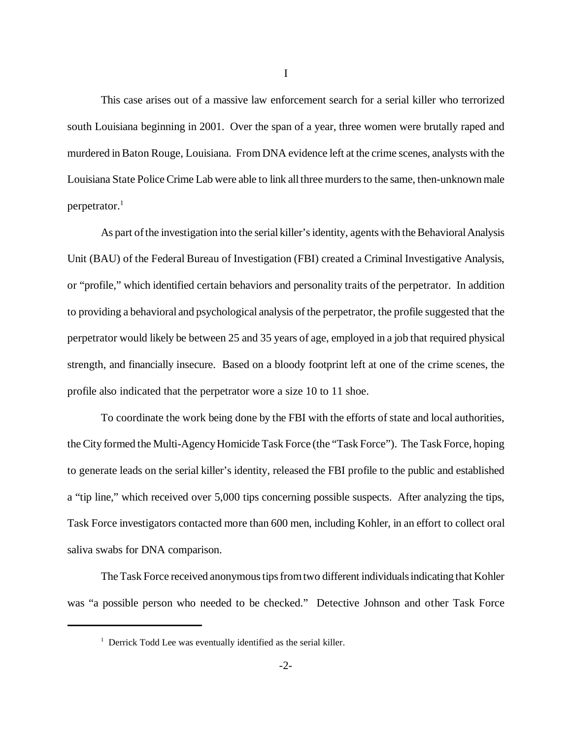# I

This case arises out of a massive law enforcement search for a serial killer who terrorized south Louisiana beginning in 2001. Over the span of a year, three women were brutally raped and murdered in Baton Rouge, Louisiana. From DNA evidence left at the crime scenes, analysts with the Louisiana State Police Crime Lab were able to link all three murders to the same, then-unknown male perpetrator.[1]

As part of the investigation into the serial killer's identity, agents with the Behavioral Analysis Unit (BAU) of the Federal Bureau of Investigation (FBI) created a Criminal Investigative Analysis, or "profile," which identified certain behaviors and personality traits of the perpetrator. In addition to providing a behavioral and psychological analysis of the perpetrator, the profile suggested that the perpetrator would likely be between 25 and 35 years of age, employed in a job that required physical strength, and financially insecure. Based on a bloody footprint left at one of the crime scenes, the profile also indicated that the perpetrator wore a size 10 to 11 shoe.

To coordinate the work being done by the FBI with the efforts of state and local authorities, the City formed the Multi-Agency Homicide Task Force (the "Task Force"). The Task Force, hoping to generate leads on the serial killer's identity, released the FBI profile to the public and established a "tip line," which received over 5,000 tips concerning possible suspects. After analyzing the tips, Task Force investigators contacted more than 600 men, including Kohler, in an effort to collect oral saliva swabs for DNA comparison.

The Task Force received anonymous tips from two different individuals indicating that Kohler was "a possible person who needed to be checked." Detective Johnson and other Task Force

[1] Derrick Todd Lee was eventually identified as the serial killer.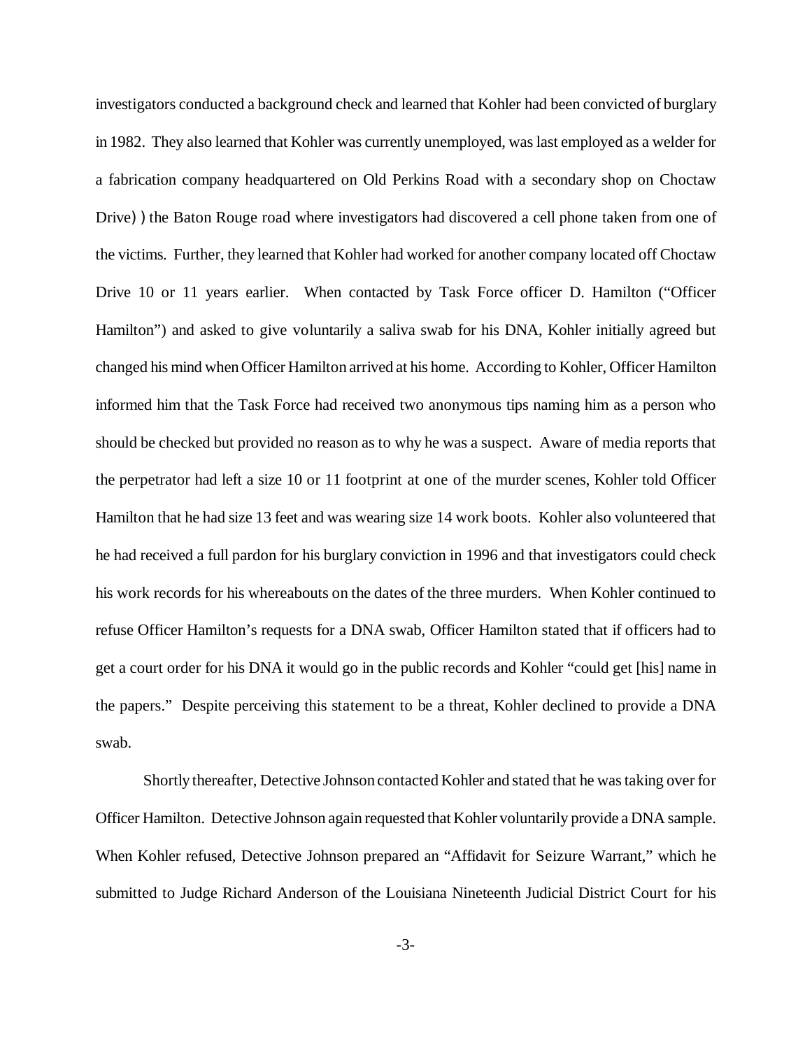investigators conducted a background check and learned that Kohler had been convicted of burglary in 1982. They also learned that Kohler was currently unemployed, was last employed as a welder for a fabrication company headquartered on Old Perkins Road with a secondary shop on Choctaw Drive) ) the Baton Rouge road where investigators had discovered a cell phone taken from one of the victims. Further, they learned that Kohler had worked for another company located off Choctaw Drive 10 or 11 years earlier. When contacted by Task Force officer D. Hamilton ("Officer Hamilton") and asked to give voluntarily a saliva swab for his DNA, Kohler initially agreed but changed his mind when Officer Hamilton arrived at his home. According to Kohler, Officer Hamilton informed him that the Task Force had received two anonymous tips naming him as a person who should be checked but provided no reason as to why he was a suspect. Aware of media reports that the perpetrator had left a size 10 or 11 footprint at one of the murder scenes, Kohler told Officer Hamilton that he had size 13 feet and was wearing size 14 work boots. Kohler also volunteered that he had received a full pardon for his burglary conviction in 1996 and that investigators could check his work records for his whereabouts on the dates of the three murders. When Kohler continued to refuse Officer Hamilton's requests for a DNA swab, Officer Hamilton stated that if officers had to get a court order for his DNA it would go in the public records and Kohler "could get [his] name in the papers." Despite perceiving this statement to be a threat, Kohler declined to provide a DNA swab.

Shortly thereafter, Detective Johnson contacted Kohler and stated that he was taking over for Officer Hamilton. Detective Johnson again requested that Kohler voluntarily provide a DNA sample. When Kohler refused, Detective Johnson prepared an "Affidavit for Seizure Warrant," which he submitted to Judge Richard Anderson of the Louisiana Nineteenth Judicial District Court for his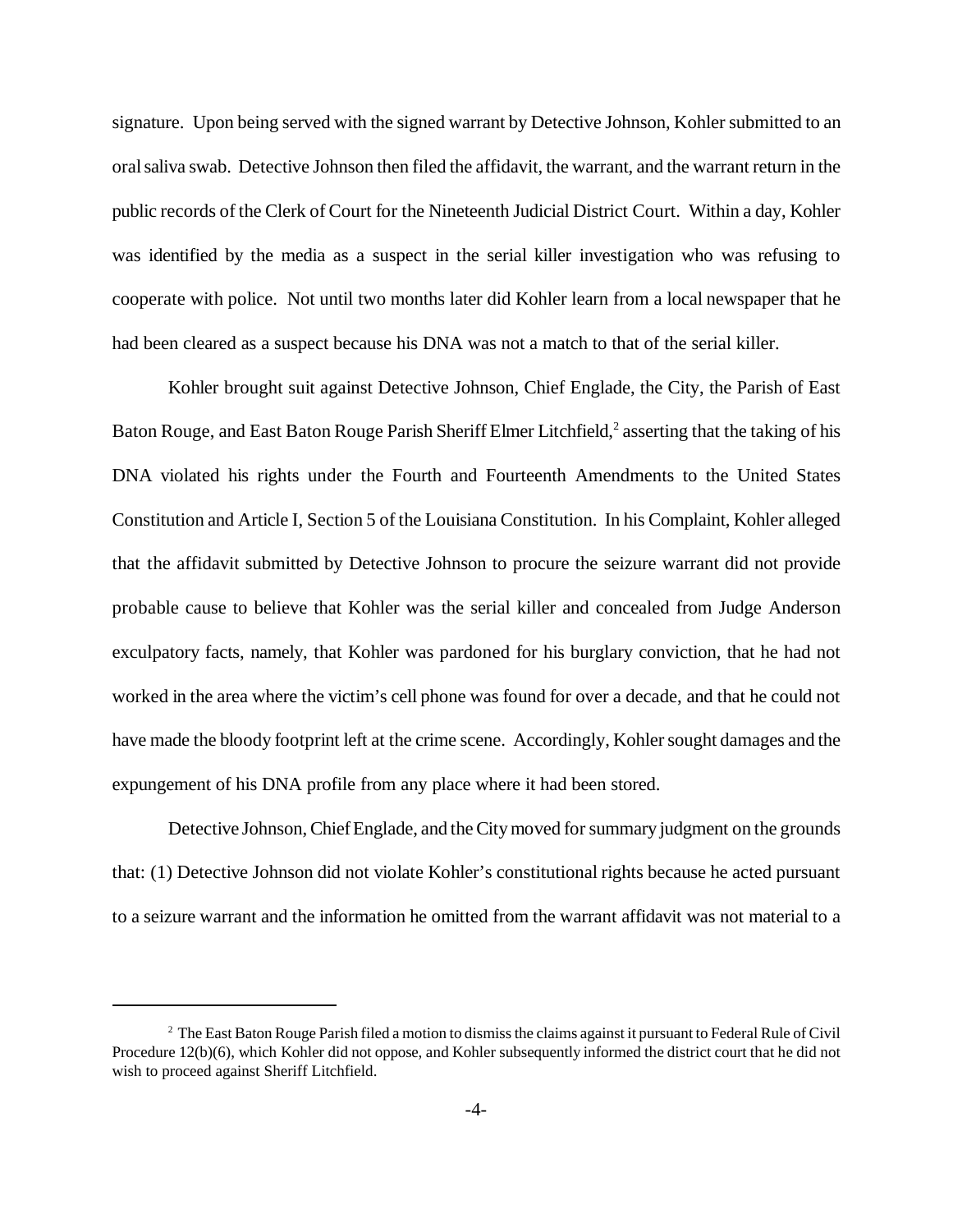signature. Upon being served with the signed warrant by Detective Johnson, Kohler submitted to an oral saliva swab. Detective Johnson then filed the affidavit, the warrant, and the warrant return in the public records of the Clerk of Court for the Nineteenth Judicial District Court. Within a day, Kohler was identified by the media as a suspect in the serial killer investigation who was refusing to cooperate with police. Not until two months later did Kohler learn from a local newspaper that he had been cleared as a suspect because his DNA was not a match to that of the serial killer.

Kohler brought suit against Detective Johnson, Chief Englade, the City, the Parish of East Baton Rouge, and East Baton Rouge Parish Sheriff Elmer Litchfield,[2] asserting that the taking of his DNA violated his rights under the Fourth and Fourteenth Amendments to the United States Constitution and Article I, Section 5 of the Louisiana Constitution. In his Complaint, Kohler alleged that the affidavit submitted by Detective Johnson to procure the seizure warrant did not provide probable cause to believe that Kohler was the serial killer and concealed from Judge Anderson exculpatory facts, namely, that Kohler was pardoned for his burglary conviction, that he had not worked in the area where the victim's cell phone was found for over a decade, and that he could not have made the bloody footprint left at the crime scene. Accordingly, Kohler sought damages and the expungement of his DNA profile from any place where it had been stored.

Detective Johnson, Chief Englade, and the City moved for summary judgment on the grounds that: (1) Detective Johnson did not violate Kohler's constitutional rights because he acted pursuant to a seizure warrant and the information he omitted from the warrant affidavit was not material to a

[2] The East Baton Rouge Parish filed a motion to dismiss the claims against it pursuant to Federal Rule of Civil Procedure 12(b)(6), which Kohler did not oppose, and Kohler subsequently informed the district court that he did not wish to proceed against Sheriff Litchfield.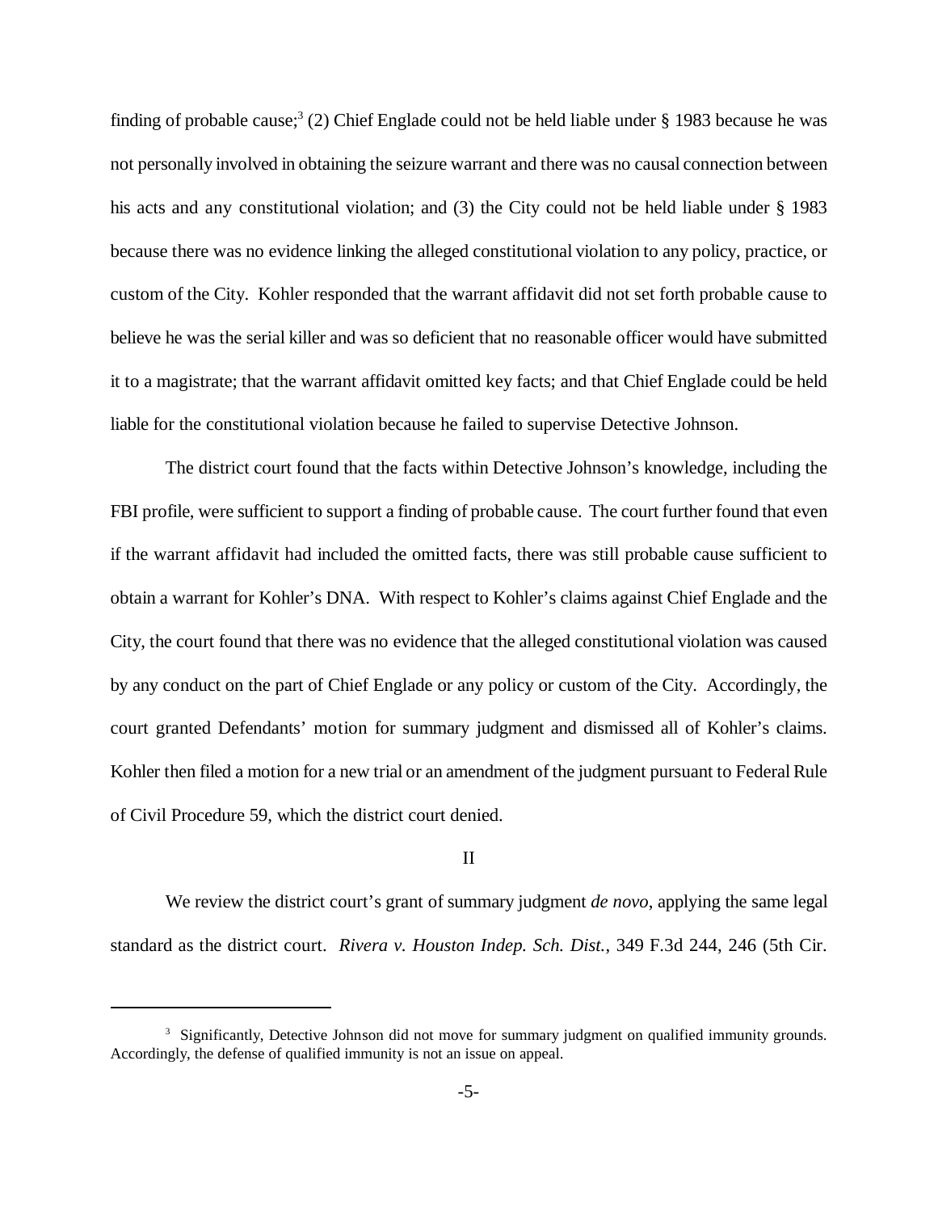finding of probable cause;[3] (2) Chief Englade could not be held liable under § 1983 because he was not personally involved in obtaining the seizure warrant and there was no causal connection between his acts and any constitutional violation; and (3) the City could not be held liable under § 1983 because there was no evidence linking the alleged constitutional violation to any policy, practice, or custom of the City. Kohler responded that the warrant affidavit did not set forth probable cause to believe he was the serial killer and was so deficient that no reasonable officer would have submitted it to a magistrate; that the warrant affidavit omitted key facts; and that Chief Englade could be held liable for the constitutional violation because he failed to supervise Detective Johnson.

The district court found that the facts within Detective Johnson's knowledge, including the FBI profile, were sufficient to support a finding of probable cause. The court further found that even if the warrant affidavit had included the omitted facts, there was still probable cause sufficient to obtain a warrant for Kohler's DNA. With respect to Kohler's claims against Chief Englade and the City, the court found that there was no evidence that the alleged constitutional violation was caused by any conduct on the part of Chief Englade or any policy or custom of the City. Accordingly, the court granted Defendants' motion for summary judgment and dismissed all of Kohler's claims. Kohler then filed a motion for a new trial or an amendment of the judgment pursuant to Federal Rule of Civil Procedure 59, which the district court denied.

## II

We review the district court's grant of summary judgment *de novo*, applying the same legal standard as the district court. *Rivera v. Houston Indep. Sch. Dist.*, 349 F.3d 244, 246 (5th Cir.

---

[3] Significantly, Detective Johnson did not move for summary judgment on qualified immunity grounds. Accordingly, the defense of qualified immunity is not an issue on appeal.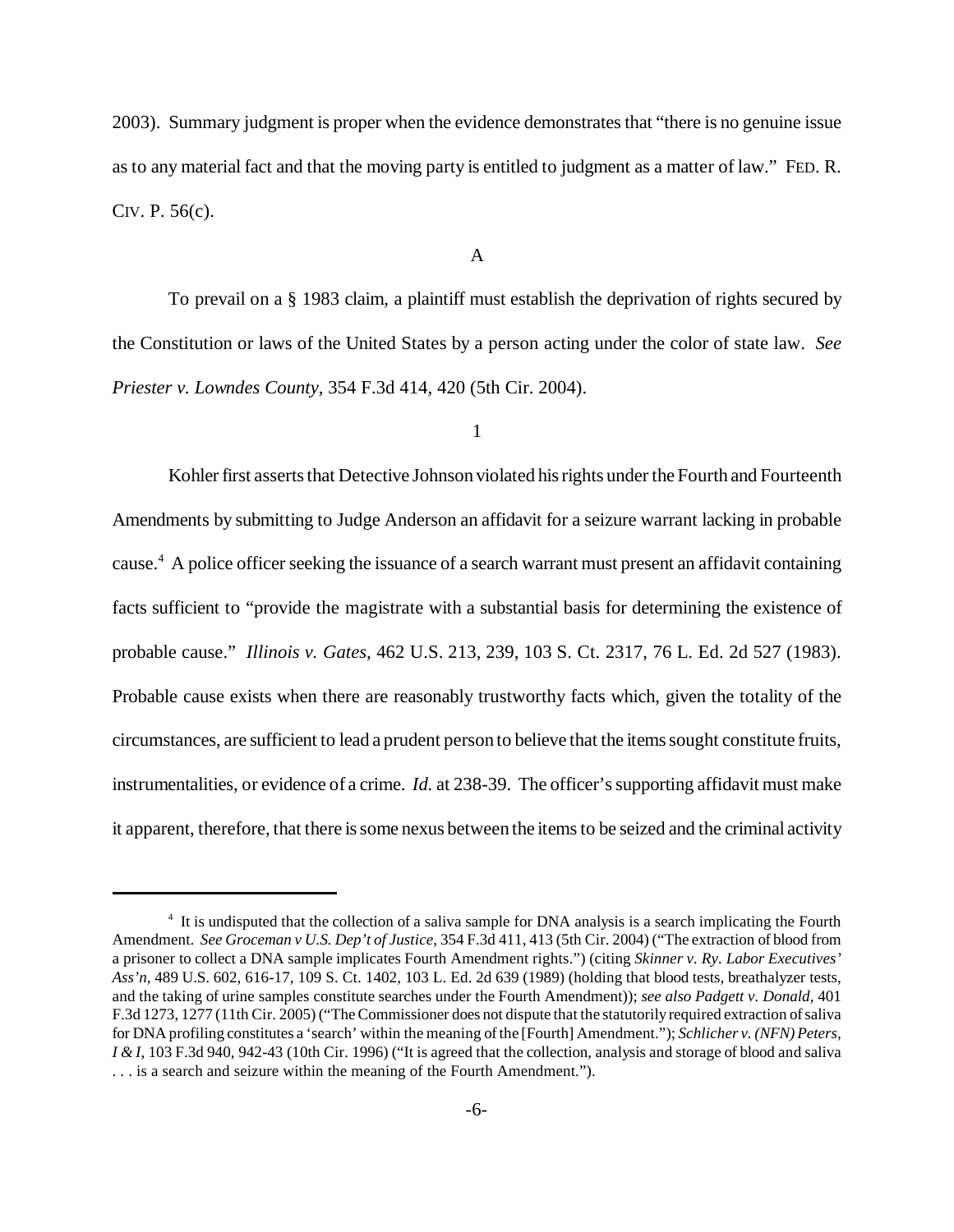2003). Summary judgment is proper when the evidence demonstrates that "there is no genuine issue as to any material fact and that the moving party is entitled to judgment as a matter of law." FED. R. CIV. P. 56(c).

A

To prevail on a § 1983 claim, a plaintiff must establish the deprivation of rights secured by the Constitution or laws of the United States by a person acting under the color of state law. *See Priester v. Lowndes County*, 354 F.3d 414, 420 (5th Cir. 2004).

1

Kohler first asserts that Detective Johnson violated his rights under the Fourth and Fourteenth Amendments by submitting to Judge Anderson an affidavit for a seizure warrant lacking in probable cause.[4] A police officer seeking the issuance of a search warrant must present an affidavit containing facts sufficient to "provide the magistrate with a substantial basis for determining the existence of probable cause." *Illinois v. Gates*, 462 U.S. 213, 239, 103 S. Ct. 2317, 76 L. Ed. 2d 527 (1983). Probable cause exists when there are reasonably trustworthy facts which, given the totality of the circumstances, are sufficient to lead a prudent person to believe that the items sought constitute fruits, instrumentalities, or evidence of a crime. *Id.* at 238-39. The officer's supporting affidavit must make it apparent, therefore, that there is some nexus between the items to be seized and the criminal activity

[4] It is undisputed that the collection of a saliva sample for DNA analysis is a search implicating the Fourth Amendment. *See Groceman v U.S. Dep't of Justice*, 354 F.3d 411, 413 (5th Cir. 2004) ("The extraction of blood from a prisoner to collect a DNA sample implicates Fourth Amendment rights.") (citing *Skinner v. Ry. Labor Executives' Ass'n*, 489 U.S. 602, 616-17, 109 S. Ct. 1402, 103 L. Ed. 2d 639 (1989) (holding that blood tests, breathalyzer tests, and the taking of urine samples constitute searches under the Fourth Amendment)); *see also Padgett v. Donald*, 401 F.3d 1273, 1277 (11th Cir. 2005) ("The Commissioner does not dispute that the statutorily required extraction of saliva for DNA profiling constitutes a 'search' within the meaning of the [Fourth] Amendment."); *Schlicher v. (NFN) Peters, I & I*, 103 F.3d 940, 942-43 (10th Cir. 1996) ("It is agreed that the collection, analysis and storage of blood and saliva . . . is a search and seizure within the meaning of the Fourth Amendment.").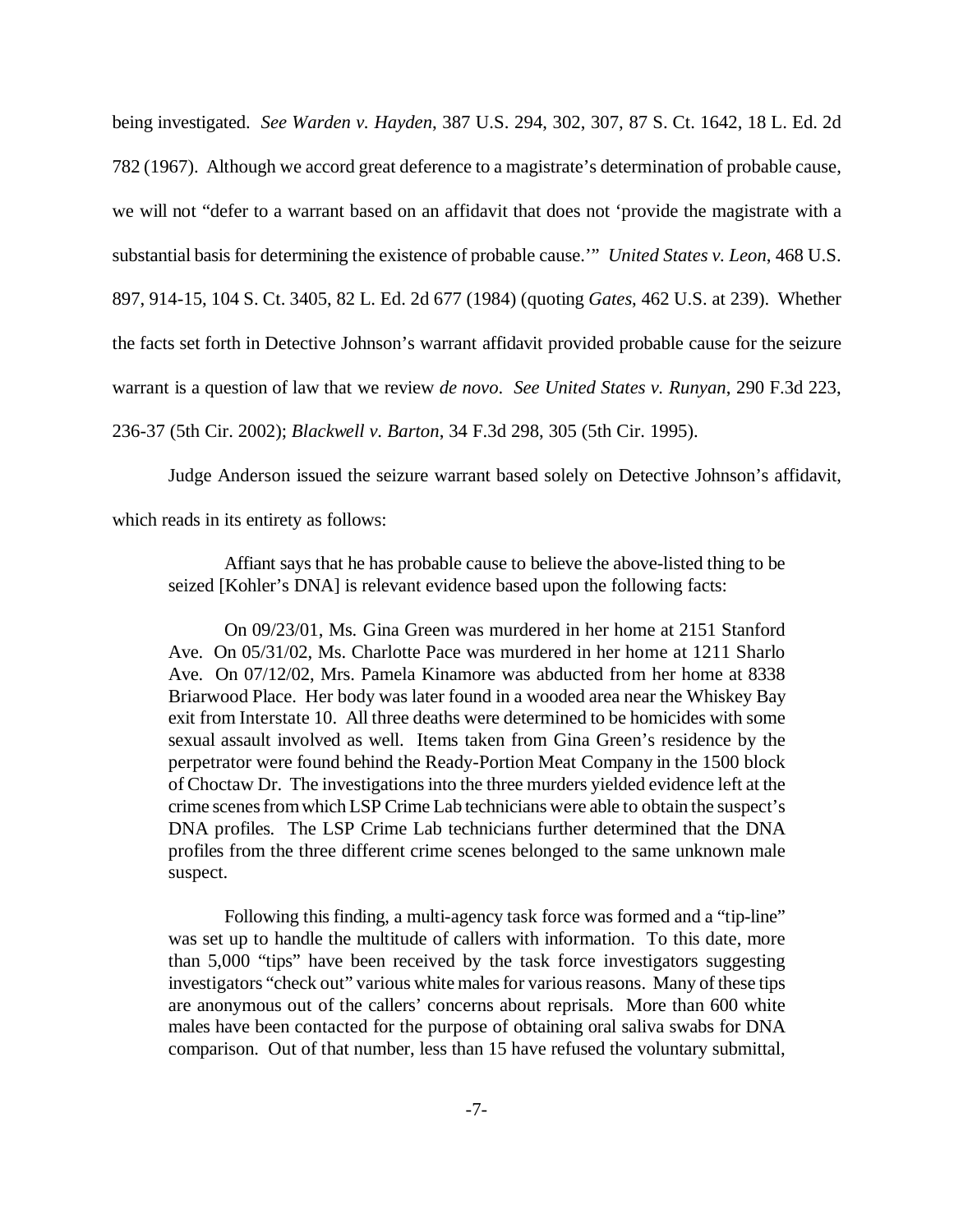being investigated. *See Warden v. Hayden*, 387 U.S. 294, 302, 307, 87 S. Ct. 1642, 18 L. Ed. 2d 782 (1967). Although we accord great deference to a magistrate's determination of probable cause, we will not "defer to a warrant based on an affidavit that does not 'provide the magistrate with a substantial basis for determining the existence of probable cause.'" *United States v. Leon*, 468 U.S. 897, 914-15, 104 S. Ct. 3405, 82 L. Ed. 2d 677 (1984) (quoting *Gates*, 462 U.S. at 239). Whether the facts set forth in Detective Johnson's warrant affidavit provided probable cause for the seizure warrant is a question of law that we review *de novo*. *See United States v. Runyan*, 290 F.3d 223, 236-37 (5th Cir. 2002); *Blackwell v. Barton*, 34 F.3d 298, 305 (5th Cir. 1995).

Judge Anderson issued the seizure warrant based solely on Detective Johnson's affidavit, which reads in its entirety as follows:

> Affiant says that he has probable cause to believe the above-listed thing to be seized [Kohler's DNA] is relevant evidence based upon the following facts:
>
> On 09/23/01, Ms. Gina Green was murdered in her home at 2151 Stanford Ave. On 05/31/02, Ms. Charlotte Pace was murdered in her home at 1211 Sharlo Ave. On 07/12/02, Mrs. Pamela Kinamore was abducted from her home at 8338 Briarwood Place. Her body was later found in a wooded area near the Whiskey Bay exit from Interstate 10. All three deaths were determined to be homicides with some sexual assault involved as well. Items taken from Gina Green's residence by the perpetrator were found behind the Ready-Portion Meat Company in the 1500 block of Choctaw Dr. The investigations into the three murders yielded evidence left at the crime scenes from which LSP Crime Lab technicians were able to obtain the suspect's DNA profiles. The LSP Crime Lab technicians further determined that the DNA profiles from the three different crime scenes belonged to the same unknown male suspect.
>
> Following this finding, a multi-agency task force was formed and a "tip-line" was set up to handle the multitude of callers with information. To this date, more than 5,000 "tips" have been received by the task force investigators suggesting investigators "check out" various white males for various reasons. Many of these tips are anonymous out of the callers' concerns about reprisals. More than 600 white males have been contacted for the purpose of obtaining oral saliva swabs for DNA comparison. Out of that number, less than 15 have refused the voluntary submittal,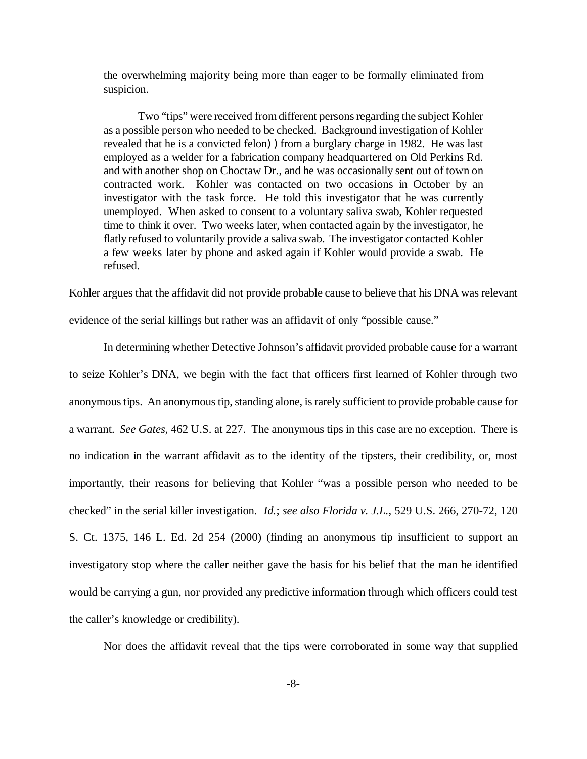> the overwhelming majority being more than eager to be formally eliminated from suspicion.
>
> Two "tips" were received from different persons regarding the subject Kohler as a possible person who needed to be checked. Background investigation of Kohler revealed that he is a convicted felon) ) from a burglary charge in 1982. He was last employed as a welder for a fabrication company headquartered on Old Perkins Rd. and with another shop on Choctaw Dr., and he was occasionally sent out of town on contracted work. Kohler was contacted on two occasions in October by an investigator with the task force. He told this investigator that he was currently unemployed. When asked to consent to a voluntary saliva swab, Kohler requested time to think it over. Two weeks later, when contacted again by the investigator, he flatly refused to voluntarily provide a saliva swab. The investigator contacted Kohler a few weeks later by phone and asked again if Kohler would provide a swab. He refused.

Kohler argues that the affidavit did not provide probable cause to believe that his DNA was relevant evidence of the serial killings but rather was an affidavit of only "possible cause."

In determining whether Detective Johnson's affidavit provided probable cause for a warrant to seize Kohler's DNA, we begin with the fact that officers first learned of Kohler through two anonymous tips. An anonymous tip, standing alone, is rarely sufficient to provide probable cause for a warrant. *See Gates*, 462 U.S. at 227. The anonymous tips in this case are no exception. There is no indication in the warrant affidavit as to the identity of the tipsters, their credibility, or, most importantly, their reasons for believing that Kohler "was a possible person who needed to be checked" in the serial killer investigation. *Id.*; *see also Florida v. J.L.*, 529 U.S. 266, 270-72, 120 S. Ct. 1375, 146 L. Ed. 2d 254 (2000) (finding an anonymous tip insufficient to support an investigatory stop where the caller neither gave the basis for his belief that the man he identified would be carrying a gun, nor provided any predictive information through which officers could test the caller's knowledge or credibility).

Nor does the affidavit reveal that the tips were corroborated in some way that supplied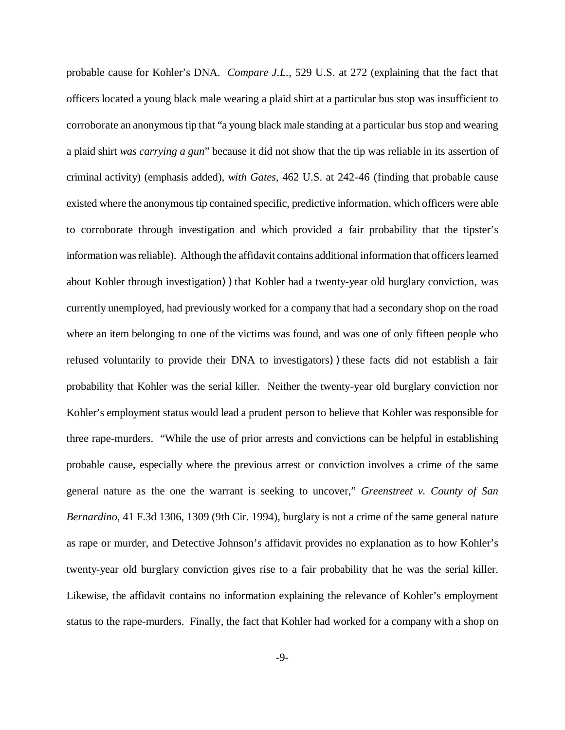probable cause for Kohler's DNA. *Compare J.L.*, 529 U.S. at 272 (explaining that the fact that officers located a young black male wearing a plaid shirt at a particular bus stop was insufficient to corroborate an anonymous tip that "a young black male standing at a particular bus stop and wearing a plaid shirt *was carrying a gun*" because it did not show that the tip was reliable in its assertion of criminal activity) (emphasis added), *with Gates*, 462 U.S. at 242-46 (finding that probable cause existed where the anonymous tip contained specific, predictive information, which officers were able to corroborate through investigation and which provided a fair probability that the tipster's information was reliable). Although the affidavit contains additional information that officers learned about Kohler through investigation) ) that Kohler had a twenty-year old burglary conviction, was currently unemployed, had previously worked for a company that had a secondary shop on the road where an item belonging to one of the victims was found, and was one of only fifteen people who refused voluntarily to provide their DNA to investigators) ) these facts did not establish a fair probability that Kohler was the serial killer. Neither the twenty-year old burglary conviction nor Kohler's employment status would lead a prudent person to believe that Kohler was responsible for three rape-murders. "While the use of prior arrests and convictions can be helpful in establishing probable cause, especially where the previous arrest or conviction involves a crime of the same general nature as the one the warrant is seeking to uncover," *Greenstreet v. County of San Bernardino*, 41 F.3d 1306, 1309 (9th Cir. 1994), burglary is not a crime of the same general nature as rape or murder, and Detective Johnson's affidavit provides no explanation as to how Kohler's twenty-year old burglary conviction gives rise to a fair probability that he was the serial killer. Likewise, the affidavit contains no information explaining the relevance of Kohler's employment status to the rape-murders. Finally, the fact that Kohler had worked for a company with a shop on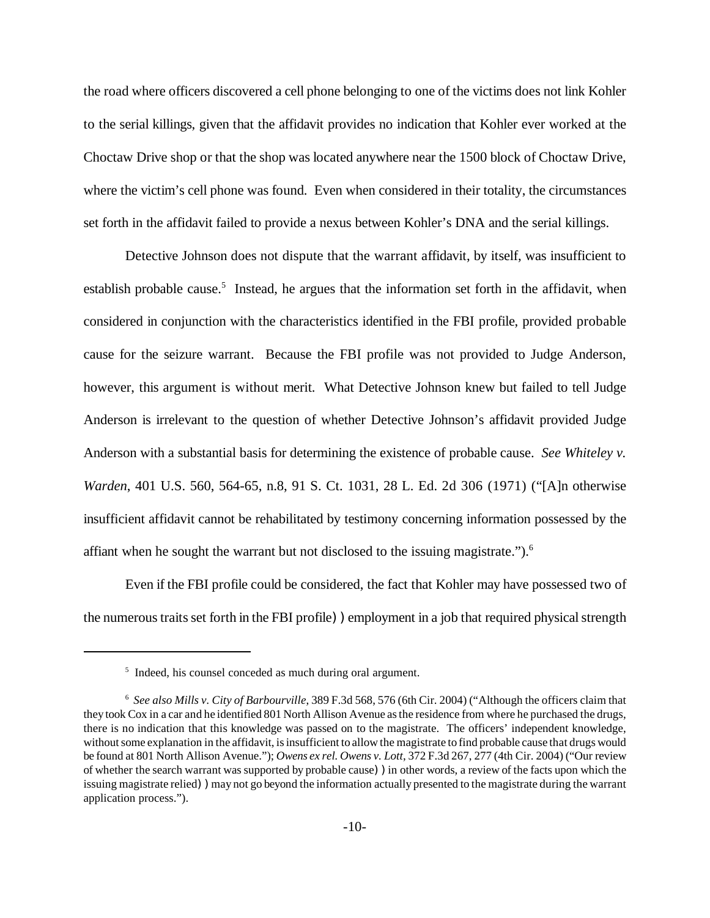the road where officers discovered a cell phone belonging to one of the victims does not link Kohler to the serial killings, given that the affidavit provides no indication that Kohler ever worked at the Choctaw Drive shop or that the shop was located anywhere near the 1500 block of Choctaw Drive, where the victim's cell phone was found. Even when considered in their totality, the circumstances set forth in the affidavit failed to provide a nexus between Kohler's DNA and the serial killings.

Detective Johnson does not dispute that the warrant affidavit, by itself, was insufficient to establish probable cause.[5] Instead, he argues that the information set forth in the affidavit, when considered in conjunction with the characteristics identified in the FBI profile, provided probable cause for the seizure warrant. Because the FBI profile was not provided to Judge Anderson, however, this argument is without merit. What Detective Johnson knew but failed to tell Judge Anderson is irrelevant to the question of whether Detective Johnson's affidavit provided Judge Anderson with a substantial basis for determining the existence of probable cause. *See Whiteley v. Warden*, 401 U.S. 560, 564-65, n.8, 91 S. Ct. 1031, 28 L. Ed. 2d 306 (1971) ("[A]n otherwise insufficient affidavit cannot be rehabilitated by testimony concerning information possessed by the affiant when he sought the warrant but not disclosed to the issuing magistrate.").[6]

Even if the FBI profile could be considered, the fact that Kohler may have possessed two of the numerous traits set forth in the FBI profile—employment in a job that required physical strength

---

[5] Indeed, his counsel conceded as much during oral argument.

[6] *See also Mills v. City of Barbourville*, 389 F.3d 568, 576 (6th Cir. 2004) ("Although the officers claim that they took Cox in a car and he identified 801 North Allison Avenue as the residence from where he purchased the drugs, there is no indication that this knowledge was passed on to the magistrate. The officers' independent knowledge, without some explanation in the affidavit, is insufficient to allow the magistrate to find probable cause that drugs would be found at 801 North Allison Avenue."); *Owens ex rel. Owens v. Lott*, 372 F.3d 267, 277 (4th Cir. 2004) ("Our review of whether the search warrant was supported by probable cause—in other words, a review of the facts upon which the issuing magistrate relied—may not go beyond the information actually presented to the magistrate during the warrant application process.").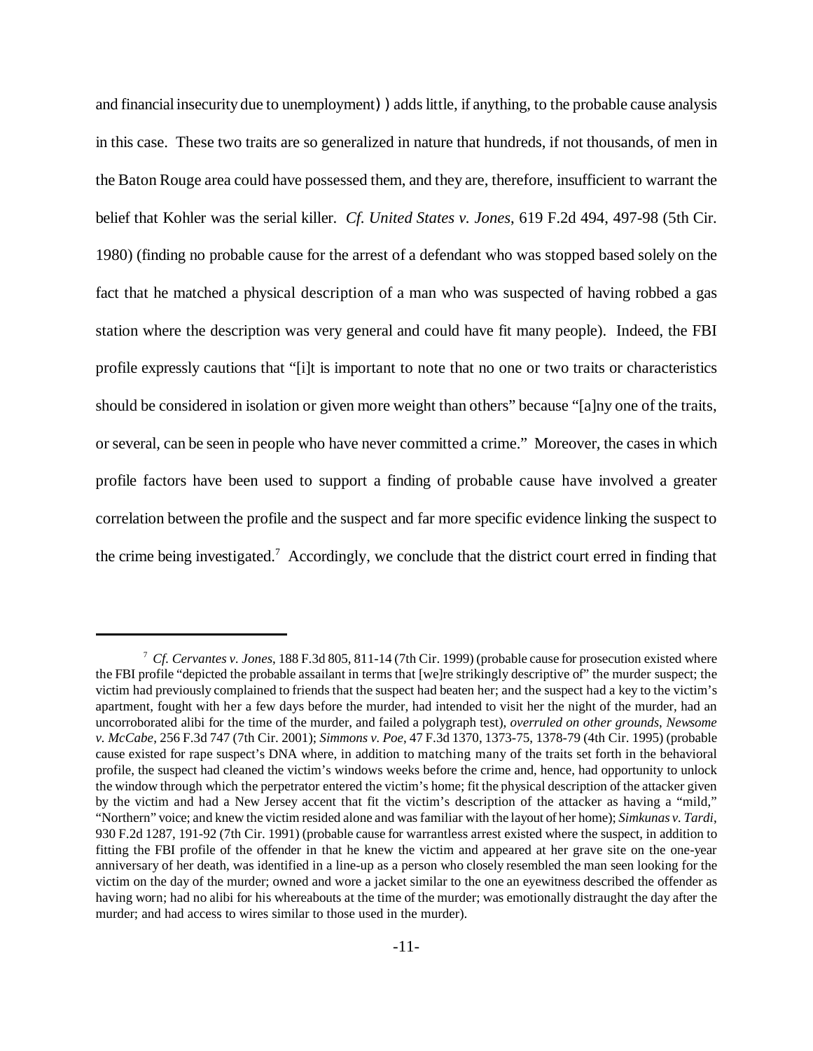and financial insecurity due to unemployment) ) adds little, if anything, to the probable cause analysis in this case. These two traits are so generalized in nature that hundreds, if not thousands, of men in the Baton Rouge area could have possessed them, and they are, therefore, insufficient to warrant the belief that Kohler was the serial killer. *Cf. United States v. Jones*, 619 F.2d 494, 497-98 (5th Cir. 1980) (finding no probable cause for the arrest of a defendant who was stopped based solely on the fact that he matched a physical description of a man who was suspected of having robbed a gas station where the description was very general and could have fit many people). Indeed, the FBI profile expressly cautions that "[i]t is important to note that no one or two traits or characteristics should be considered in isolation or given more weight than others" because "[a]ny one of the traits, or several, can be seen in people who have never committed a crime." Moreover, the cases in which profile factors have been used to support a finding of probable cause have involved a greater correlation between the profile and the suspect and far more specific evidence linking the suspect to the crime being investigated.[7] Accordingly, we conclude that the district court erred in finding that

---

[7] *Cf. Cervantes v. Jones*, 188 F.3d 805, 811-14 (7th Cir. 1999) (probable cause for prosecution existed where the FBI profile "depicted the probable assailant in terms that [we]re strikingly descriptive of" the murder suspect; the victim had previously complained to friends that the suspect had beaten her; and the suspect had a key to the victim's apartment, fought with her a few days before the murder, had intended to visit her the night of the murder, had an uncorroborated alibi for the time of the murder, and failed a polygraph test), *overruled on other grounds*, *Newsome v. McCabe*, 256 F.3d 747 (7th Cir. 2001); *Simmons v. Poe*, 47 F.3d 1370, 1373-75, 1378-79 (4th Cir. 1995) (probable cause existed for rape suspect's DNA where, in addition to matching many of the traits set forth in the behavioral profile, the suspect had cleaned the victim's windows weeks before the crime and, hence, had opportunity to unlock the window through which the perpetrator entered the victim's home; fit the physical description of the attacker given by the victim and had a New Jersey accent that fit the victim's description of the attacker as having a "mild," "Northern" voice; and knew the victim resided alone and was familiar with the layout of her home); *Simkunas v. Tardi*, 930 F.2d 1287, 191-92 (7th Cir. 1991) (probable cause for warrantless arrest existed where the suspect, in addition to fitting the FBI profile of the offender in that he knew the victim and appeared at her grave site on the one-year anniversary of her death, was identified in a line-up as a person who closely resembled the man seen looking for the victim on the day of the murder; owned and wore a jacket similar to the one an eyewitness described the offender as having worn; had no alibi for his whereabouts at the time of the murder; was emotionally distraught the day after the murder; and had access to wires similar to those used in the murder).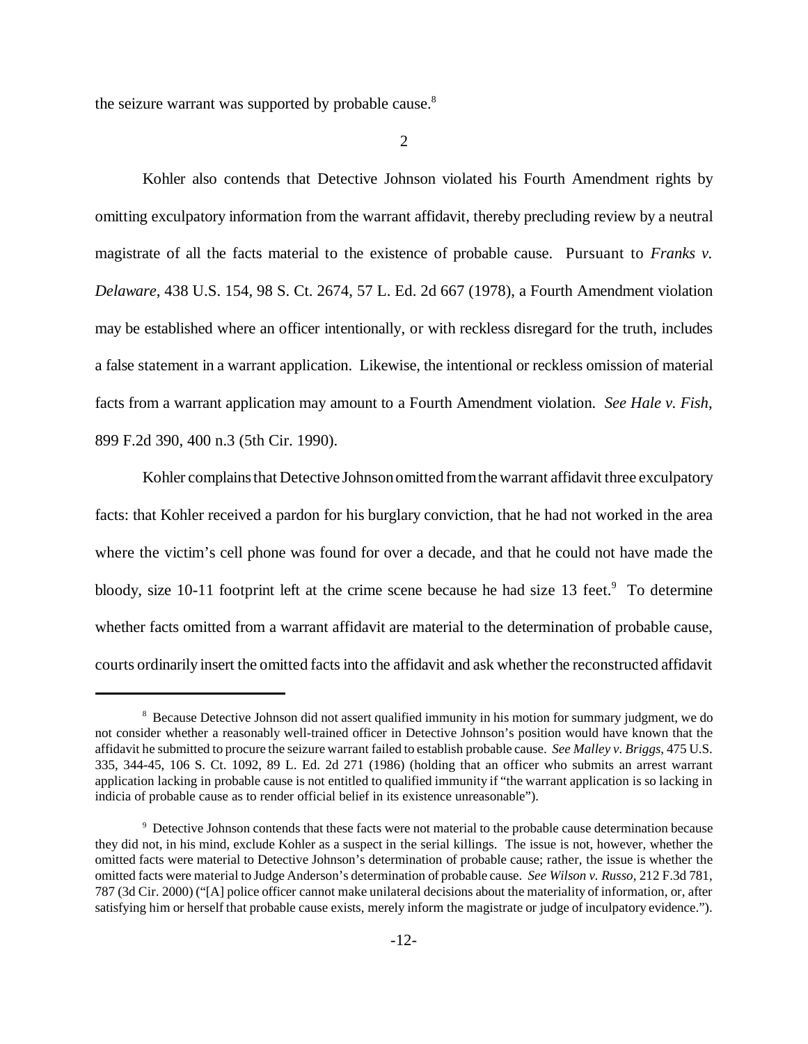the seizure warrant was supported by probable cause.[8]

2

Kohler also contends that Detective Johnson violated his Fourth Amendment rights by omitting exculpatory information from the warrant affidavit, thereby precluding review by a neutral magistrate of all the facts material to the existence of probable cause. Pursuant to *Franks v. Delaware*, 438 U.S. 154, 98 S. Ct. 2674, 57 L. Ed. 2d 667 (1978), a Fourth Amendment violation may be established where an officer intentionally, or with reckless disregard for the truth, includes a false statement in a warrant application. Likewise, the intentional or reckless omission of material facts from a warrant application may amount to a Fourth Amendment violation. *See Hale v. Fish*, 899 F.2d 390, 400 n.3 (5th Cir. 1990).

Kohler complains that Detective Johnson omitted from the warrant affidavit three exculpatory facts: that Kohler received a pardon for his burglary conviction, that he had not worked in the area where the victim's cell phone was found for over a decade, and that he could not have made the bloody, size 10-11 footprint left at the crime scene because he had size 13 feet.[9] To determine whether facts omitted from a warrant affidavit are material to the determination of probable cause, courts ordinarily insert the omitted facts into the affidavit and ask whether the reconstructed affidavit

---

[8] Because Detective Johnson did not assert qualified immunity in his motion for summary judgment, we do not consider whether a reasonably well-trained officer in Detective Johnson's position would have known that the affidavit he submitted to procure the seizure warrant failed to establish probable cause. *See Malley v. Briggs*, 475 U.S. 335, 344-45, 106 S. Ct. 1092, 89 L. Ed. 2d 271 (1986) (holding that an officer who submits an arrest warrant application lacking in probable cause is not entitled to qualified immunity if "the warrant application is so lacking in indicia of probable cause as to render official belief in its existence unreasonable").

[9] Detective Johnson contends that these facts were not material to the probable cause determination because they did not, in his mind, exclude Kohler as a suspect in the serial killings. The issue is not, however, whether the omitted facts were material to Detective Johnson's determination of probable cause; rather, the issue is whether the omitted facts were material to Judge Anderson's determination of probable cause. *See Wilson v. Russo*, 212 F.3d 781, 787 (3d Cir. 2000) ("[A] police officer cannot make unilateral decisions about the materiality of information, or, after satisfying him or herself that probable cause exists, merely inform the magistrate or judge of inculpatory evidence.").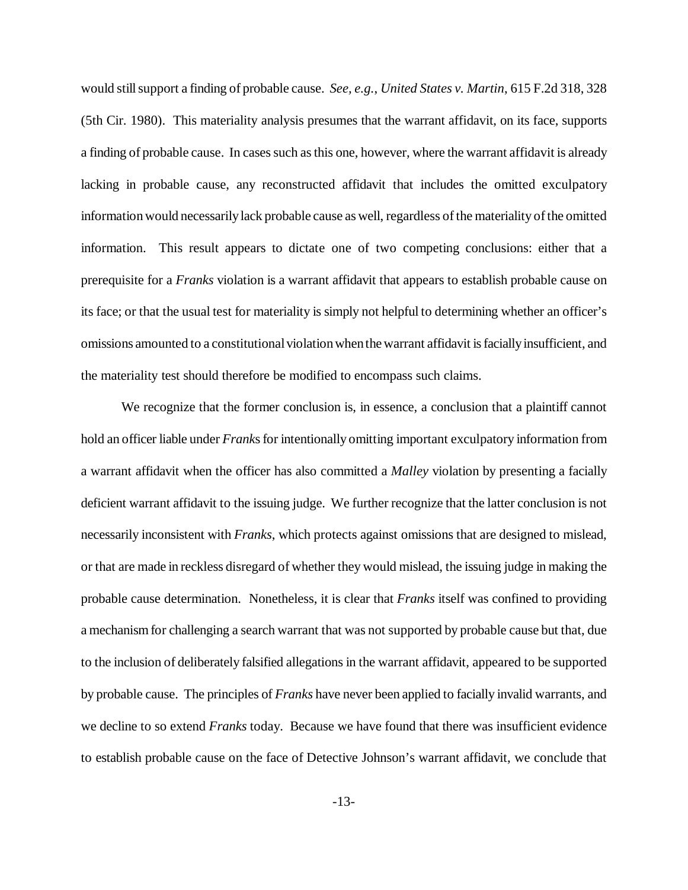would still support a finding of probable cause. *See, e.g.*, *United States v. Martin*, 615 F.2d 318, 328 (5th Cir. 1980). This materiality analysis presumes that the warrant affidavit, on its face, supports a finding of probable cause. In cases such as this one, however, where the warrant affidavit is already lacking in probable cause, any reconstructed affidavit that includes the omitted exculpatory information would necessarily lack probable cause as well, regardless of the materiality of the omitted information. This result appears to dictate one of two competing conclusions: either that a prerequisite for a *Franks* violation is a warrant affidavit that appears to establish probable cause on its face; or that the usual test for materiality is simply not helpful to determining whether an officer's omissions amounted to a constitutional violation when the warrant affidavit is facially insufficient, and the materiality test should therefore be modified to encompass such claims.

We recognize that the former conclusion is, in essence, a conclusion that a plaintiff cannot hold an officer liable under *Franks* for intentionally omitting important exculpatory information from a warrant affidavit when the officer has also committed a *Malley* violation by presenting a facially deficient warrant affidavit to the issuing judge. We further recognize that the latter conclusion is not necessarily inconsistent with *Franks*, which protects against omissions that are designed to mislead, or that are made in reckless disregard of whether they would mislead, the issuing judge in making the probable cause determination. Nonetheless, it is clear that *Franks* itself was confined to providing a mechanism for challenging a search warrant that was not supported by probable cause but that, due to the inclusion of deliberately falsified allegations in the warrant affidavit, appeared to be supported by probable cause. The principles of *Franks* have never been applied to facially invalid warrants, and we decline to so extend *Franks* today. Because we have found that there was insufficient evidence to establish probable cause on the face of Detective Johnson's warrant affidavit, we conclude that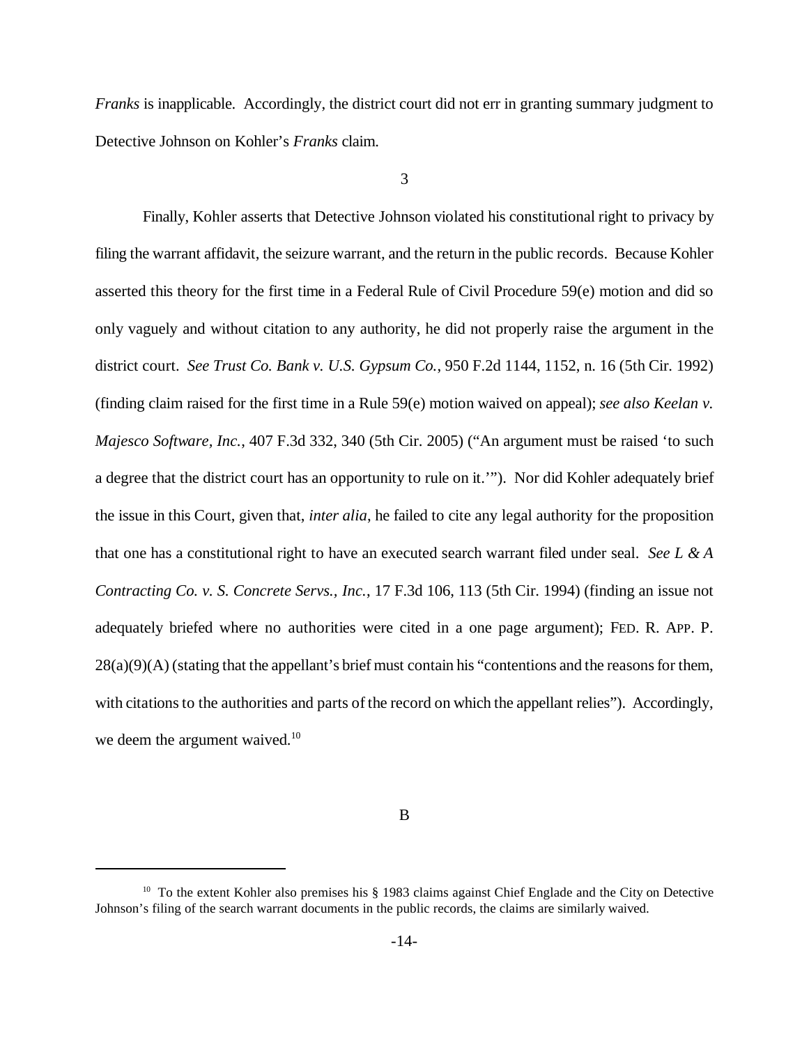*Franks* is inapplicable. Accordingly, the district court did not err in granting summary judgment to Detective Johnson on Kohler's *Franks* claim.

3

Finally, Kohler asserts that Detective Johnson violated his constitutional right to privacy by filing the warrant affidavit, the seizure warrant, and the return in the public records. Because Kohler asserted this theory for the first time in a Federal Rule of Civil Procedure 59(e) motion and did so only vaguely and without citation to any authority, he did not properly raise the argument in the district court. *See Trust Co. Bank v. U.S. Gypsum Co.*, 950 F.2d 1144, 1152, n. 16 (5th Cir. 1992) (finding claim raised for the first time in a Rule 59(e) motion waived on appeal); *see also Keelan v. Majesco Software, Inc.*, 407 F.3d 332, 340 (5th Cir. 2005) ("An argument must be raised 'to such a degree that the district court has an opportunity to rule on it.'"). Nor did Kohler adequately brief the issue in this Court, given that, *inter alia*, he failed to cite any legal authority for the proposition that one has a constitutional right to have an executed search warrant filed under seal. *See L & A Contracting Co. v. S. Concrete Servs., Inc.*, 17 F.3d 106, 113 (5th Cir. 1994) (finding an issue not adequately briefed where no authorities were cited in a one page argument); FED. R. APP. P. 28(a)(9)(A) (stating that the appellant's brief must contain his "contentions and the reasons for them, with citations to the authorities and parts of the record on which the appellant relies"). Accordingly, we deem the argument waived.[10]

B

[10] To the extent Kohler also premises his § 1983 claims against Chief Englade and the City on Detective Johnson's filing of the search warrant documents in the public records, the claims are similarly waived.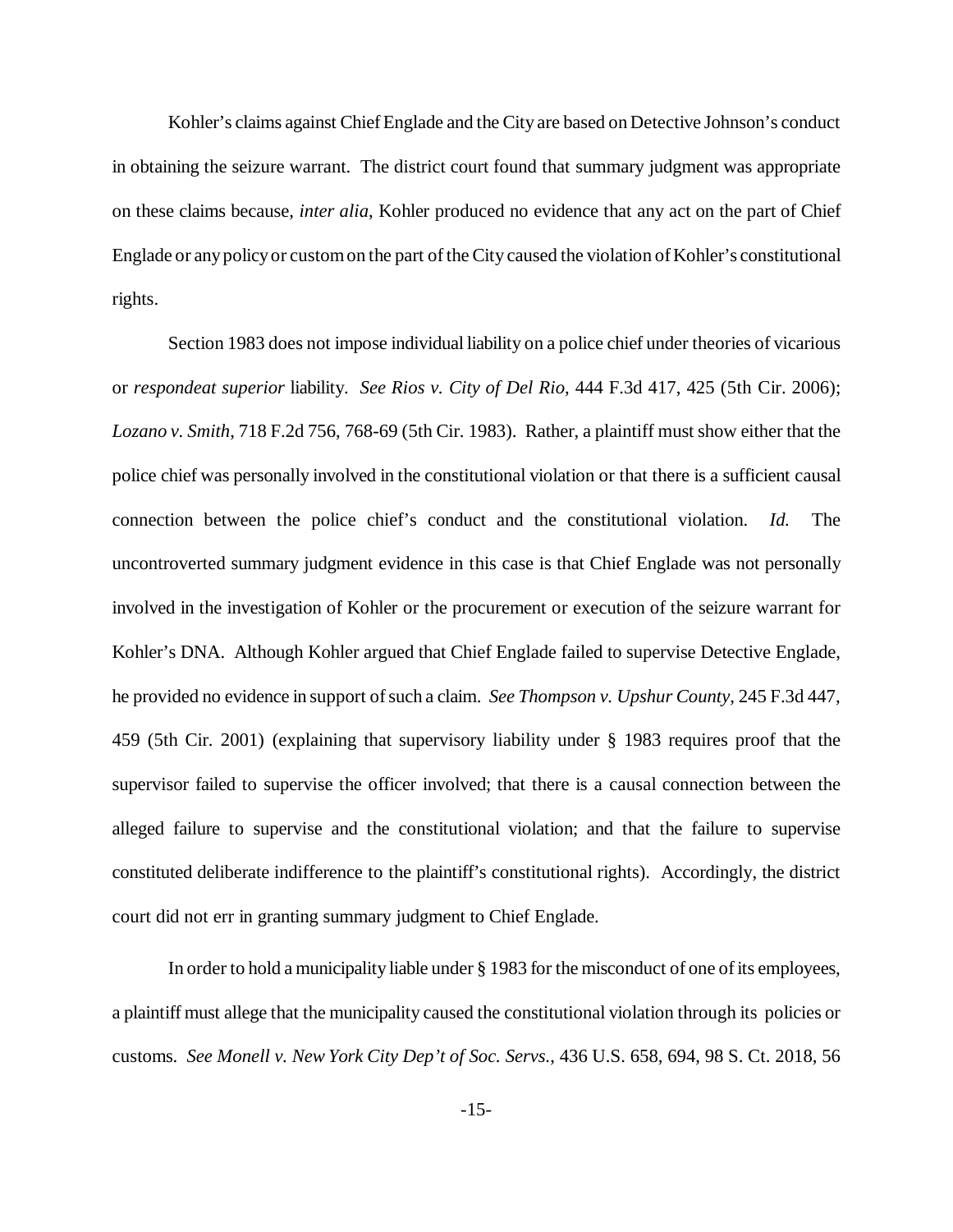Kohler's claims against Chief Englade and the City are based on Detective Johnson's conduct in obtaining the seizure warrant. The district court found that summary judgment was appropriate on these claims because, *inter alia*, Kohler produced no evidence that any act on the part of Chief Englade or any policy or custom on the part of the City caused the violation of Kohler's constitutional rights.

Section 1983 does not impose individual liability on a police chief under theories of vicarious or *respondeat superior* liability. *See Rios v. City of Del Rio*, 444 F.3d 417, 425 (5th Cir. 2006); *Lozano v. Smith*, 718 F.2d 756, 768-69 (5th Cir. 1983). Rather, a plaintiff must show either that the police chief was personally involved in the constitutional violation or that there is a sufficient causal connection between the police chief's conduct and the constitutional violation. *Id.* The uncontroverted summary judgment evidence in this case is that Chief Englade was not personally involved in the investigation of Kohler or the procurement or execution of the seizure warrant for Kohler's DNA. Although Kohler argued that Chief Englade failed to supervise Detective Englade, he provided no evidence in support of such a claim. *See Thompson v. Upshur County*, 245 F.3d 447, 459 (5th Cir. 2001) (explaining that supervisory liability under § 1983 requires proof that the supervisor failed to supervise the officer involved; that there is a causal connection between the alleged failure to supervise and the constitutional violation; and that the failure to supervise constituted deliberate indifference to the plaintiff's constitutional rights). Accordingly, the district court did not err in granting summary judgment to Chief Englade.

In order to hold a municipality liable under § 1983 for the misconduct of one of its employees, a plaintiff must allege that the municipality caused the constitutional violation through its policies or customs. *See Monell v. New York City Dep't of Soc. Servs.*, 436 U.S. 658, 694, 98 S. Ct. 2018, 56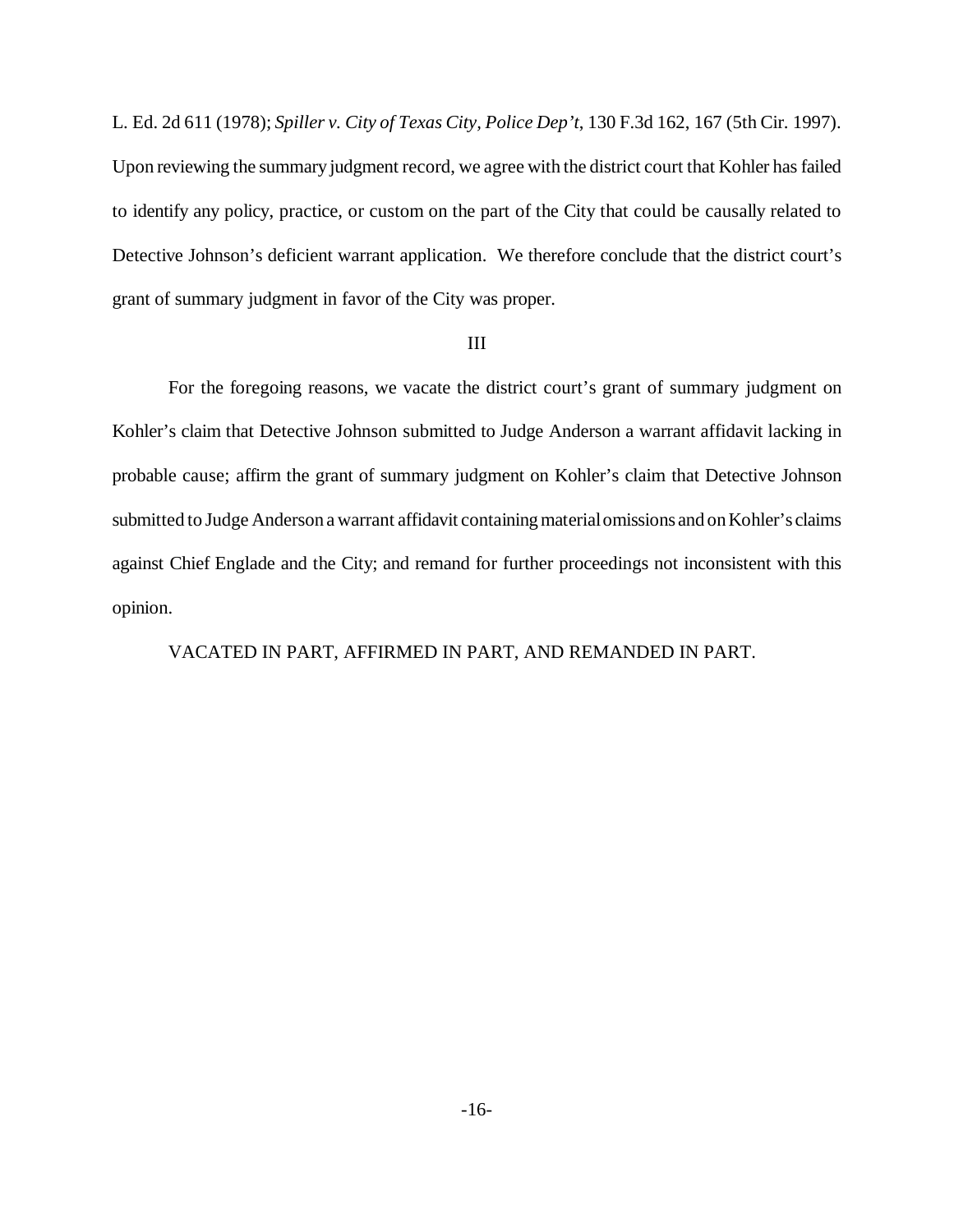L. Ed. 2d 611 (1978); *Spiller v. City of Texas City, Police Dep't*, 130 F.3d 162, 167 (5th Cir. 1997). Upon reviewing the summary judgment record, we agree with the district court that Kohler has failed to identify any policy, practice, or custom on the part of the City that could be causally related to Detective Johnson's deficient warrant application. We therefore conclude that the district court's grant of summary judgment in favor of the City was proper.

## III

For the foregoing reasons, we vacate the district court's grant of summary judgment on Kohler's claim that Detective Johnson submitted to Judge Anderson a warrant affidavit lacking in probable cause; affirm the grant of summary judgment on Kohler's claim that Detective Johnson submitted to Judge Anderson a warrant affidavit containing material omissions and on Kohler's claims against Chief Englade and the City; and remand for further proceedings not inconsistent with this opinion.

VACATED IN PART, AFFIRMED IN PART, AND REMANDED IN PART.